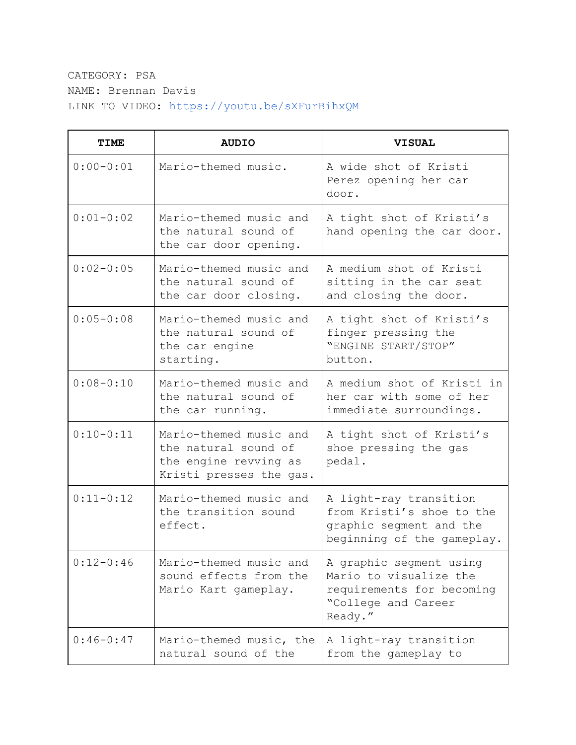CATEGORY: PSA
NAME: Brennan Davis
LINK TO VIDEO: [https://youtu.be/sXFurBihxQM](https://youtu.be/sXFurBihxQM)

| TIME | AUDIO | VISUAL |
|---|---|---|
| 0:00-0:01 | Mario-themed music. | A wide shot of Kristi Perez opening her car door. |
| 0:01-0:02 | Mario-themed music and the natural sound of the car door opening. | A tight shot of Kristi's hand opening the car door. |
| 0:02-0:05 | Mario-themed music and the natural sound of the car door closing. | A medium shot of Kristi sitting in the car seat and closing the door. |
| 0:05-0:08 | Mario-themed music and the natural sound of the car engine starting. | A tight shot of Kristi's finger pressing the "ENGINE START/STOP" button. |
| 0:08-0:10 | Mario-themed music and the natural sound of the car running. | A medium shot of Kristi in her car with some of her immediate surroundings. |
| 0:10-0:11 | Mario-themed music and the natural sound of the engine revving as Kristi presses the gas. | A tight shot of Kristi's shoe pressing the gas pedal. |
| 0:11-0:12 | Mario-themed music and the transition sound effect. | A light-ray transition from Kristi's shoe to the graphic segment and the beginning of the gameplay. |
| 0:12-0:46 | Mario-themed music and sound effects from the Mario Kart gameplay. | A graphic segment using Mario to visualize the requirements for becoming "College and Career Ready." |
| 0:46-0:47 | Mario-themed music, the natural sound of the | A light-ray transition from the gameplay to |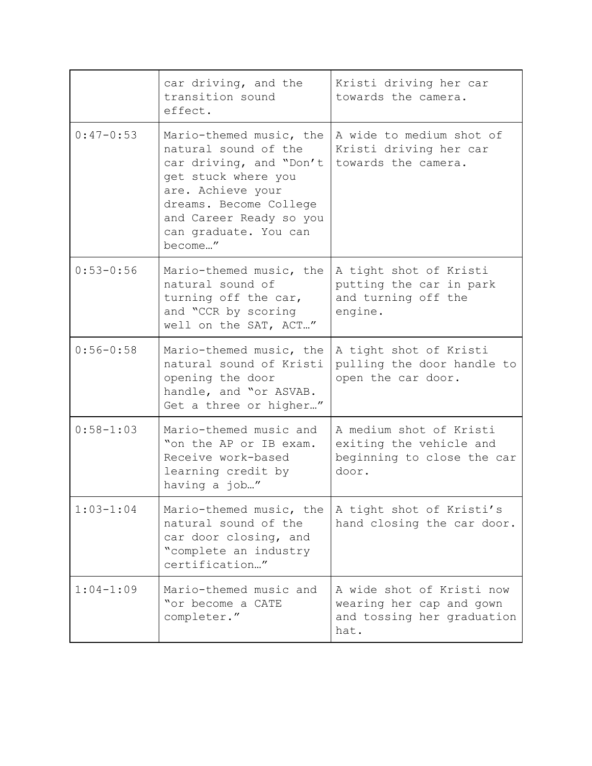| | | |
|---|---|---|
| | car driving, and the transition sound effect. | Kristi driving her car towards the camera. |
| 0:47-0:53 | Mario-themed music, the natural sound of the car driving, and "Don't get stuck where you are. Achieve your dreams. Become College and Career Ready so you can graduate. You can become…" | A wide to medium shot of Kristi driving her car towards the camera. |
| 0:53-0:56 | Mario-themed music, the natural sound of turning off the car, and "CCR by scoring well on the SAT, ACT…" | A tight shot of Kristi putting the car in park and turning off the engine. |
| 0:56-0:58 | Mario-themed music, the natural sound of Kristi opening the door handle, and "or ASVAB. Get a three or higher…" | A tight shot of Kristi pulling the door handle to open the car door. |
| 0:58-1:03 | Mario-themed music and "on the AP or IB exam. Receive work-based learning credit by having a job…" | A medium shot of Kristi exiting the vehicle and beginning to close the car door. |
| 1:03-1:04 | Mario-themed music, the natural sound of the car door closing, and "complete an industry certification…" | A tight shot of Kristi's hand closing the car door. |
| 1:04-1:09 | Mario-themed music and "or become a CATE completer." | A wide shot of Kristi now wearing her cap and gown and tossing her graduation hat. |